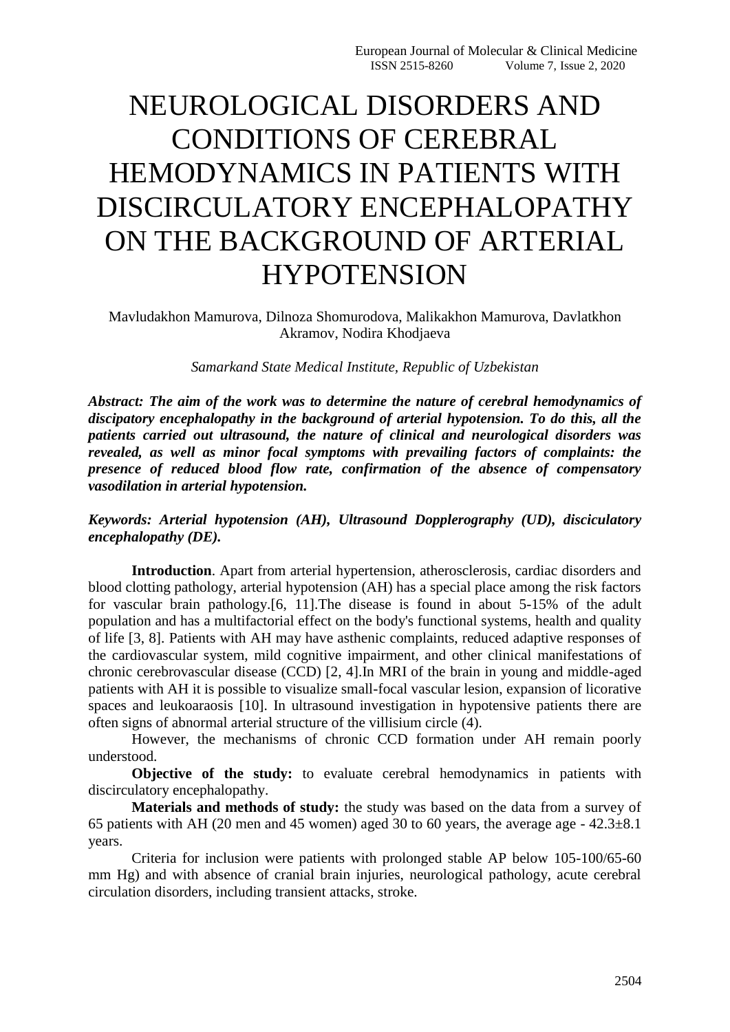# NEUROLOGICAL DISORDERS AND CONDITIONS OF CEREBRAL HEMODYNAMICS IN PATIENTS WITH DISCIRCULATORY ENCEPHALOPATHY ON THE BACKGROUND OF ARTERIAL HYPOTENSION

Mavludakhon Mamurova, Dilnoza Shomurodova, Malikakhon Mamurova, Davlatkhon Akramov, Nodira Khodjaeva

*Samarkand State Medical Institute, Republic of Uzbekistan*

***Abstract: The aim of the work was to determine the nature of cerebral hemodynamics of discipatory encephalopathy in the background of arterial hypotension. To do this, all the patients carried out ultrasound, the nature of clinical and neurological disorders was revealed, as well as minor focal symptoms with prevailing factors of complaints: the presence of reduced blood flow rate, confirmation of the absence of compensatory vasodilation in arterial hypotension.***

***Keywords: Arterial hypotension (AH), Ultrasound Dopplerography (UD), disciculatory encephalopathy (DE).***

**Introduction**. Apart from arterial hypertension, atherosclerosis, cardiac disorders and blood clotting pathology, arterial hypotension (AH) has a special place among the risk factors for vascular brain pathology.[6, 11].The disease is found in about 5-15% of the adult population and has a multifactorial effect on the body's functional systems, health and quality of life [3, 8]. Patients with AH may have asthenic complaints, reduced adaptive responses of the cardiovascular system, mild cognitive impairment, and other clinical manifestations of chronic cerebrovascular disease (CCD) [2, 4].In MRI of the brain in young and middle-aged patients with AH it is possible to visualize small-focal vascular lesion, expansion of licorative spaces and leukoaraosis [10]. In ultrasound investigation in hypotensive patients there are often signs of abnormal arterial structure of the villisium circle (4).

However, the mechanisms of chronic CCD formation under AH remain poorly understood.

**Objective of the study:** to evaluate cerebral hemodynamics in patients with discirculatory encephalopathy.

**Materials and methods of study:** the study was based on the data from a survey of 65 patients with AH (20 men and 45 women) aged 30 to 60 years, the average age - 42.3±8.1 years.

Criteria for inclusion were patients with prolonged stable AP below 105-100/65-60 mm Hg) and with absence of cranial brain injuries, neurological pathology, acute cerebral circulation disorders, including transient attacks, stroke.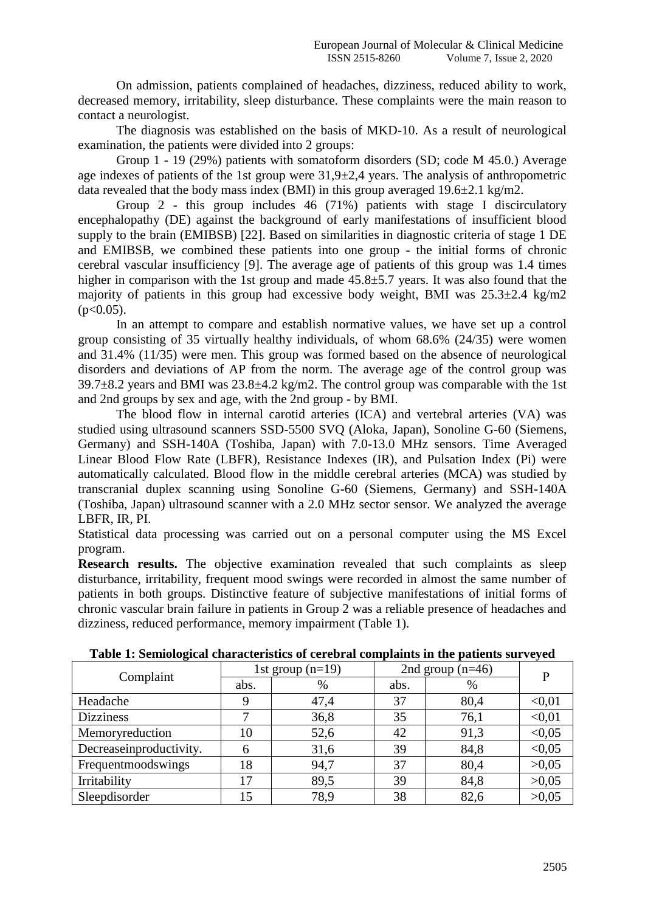On admission, patients complained of headaches, dizziness, reduced ability to work, decreased memory, irritability, sleep disturbance. These complaints were the main reason to contact a neurologist.

The diagnosis was established on the basis of MKD-10. As a result of neurological examination, the patients were divided into 2 groups:

Group 1 - 19 (29%) patients with somatoform disorders (SD; code M 45.0.) Average age indexes of patients of the 1st group were 31,9±2,4 years. The analysis of anthropometric data revealed that the body mass index (BMI) in this group averaged 19.6±2.1 kg/m2.

Group 2 - this group includes 46 (71%) patients with stage I discirculatory encephalopathy (DE) against the background of early manifestations of insufficient blood supply to the brain (EMIBSB) [22]. Based on similarities in diagnostic criteria of stage 1 DE and EMIBSB, we combined these patients into one group - the initial forms of chronic cerebral vascular insufficiency [9]. The average age of patients of this group was 1.4 times higher in comparison with the 1st group and made 45.8±5.7 years. It was also found that the majority of patients in this group had excessive body weight, BMI was 25.3±2.4 kg/m2 ($p<0.05$).

In an attempt to compare and establish normative values, we have set up a control group consisting of 35 virtually healthy individuals, of whom 68.6% (24/35) were women and 31.4% (11/35) were men. This group was formed based on the absence of neurological disorders and deviations of AP from the norm. The average age of the control group was 39.7±8.2 years and BMI was 23.8±4.2 kg/m2. The control group was comparable with the 1st and 2nd groups by sex and age, with the 2nd group - by BMI.

The blood flow in internal carotid arteries (ICA) and vertebral arteries (VA) was studied using ultrasound scanners SSD-5500 SVQ (Aloka, Japan), Sonoline G-60 (Siemens, Germany) and SSH-140A (Toshiba, Japan) with 7.0-13.0 MHz sensors. Time Averaged Linear Blood Flow Rate (LBFR), Resistance Indexes (IR), and Pulsation Index (Pi) were automatically calculated. Blood flow in the middle cerebral arteries (MCA) was studied by transcranial duplex scanning using Sonoline G-60 (Siemens, Germany) and SSH-140A (Toshiba, Japan) ultrasound scanner with a 2.0 MHz sector sensor. We analyzed the average LBFR, IR, PI.

Statistical data processing was carried out on a personal computer using the MS Excel program.

**Research results.** The objective examination revealed that such complaints as sleep disturbance, irritability, frequent mood swings were recorded in almost the same number of patients in both groups. Distinctive feature of subjective manifestations of initial forms of chronic vascular brain failure in patients in Group 2 was a reliable presence of headaches and dizziness, reduced performance, memory impairment (Table 1).

**Table 1: Semiological characteristics of cerebral complaints in the patients surveyed**

| Complaint | 1st group (n=19) | | 2nd group (n=46) | | P |
|---|---|---|---|---|---|
| | abs. | % | abs. | % | |
| Headache | 9 | 47,4 | 37 | 80,4 | <0,01 |
| Dizziness | 7 | 36,8 | 35 | 76,1 | <0,01 |
| Memoryreduction | 10 | 52,6 | 42 | 91,3 | <0,05 |
| Decreaseinproductivity. | 6 | 31,6 | 39 | 84,8 | <0,05 |
| Frequentmoodswings | 18 | 94,7 | 37 | 80,4 | >0,05 |
| Irritability | 17 | 89,5 | 39 | 84,8 | >0,05 |
| Sleepdisorder | 15 | 78,9 | 38 | 82,6 | >0,05 |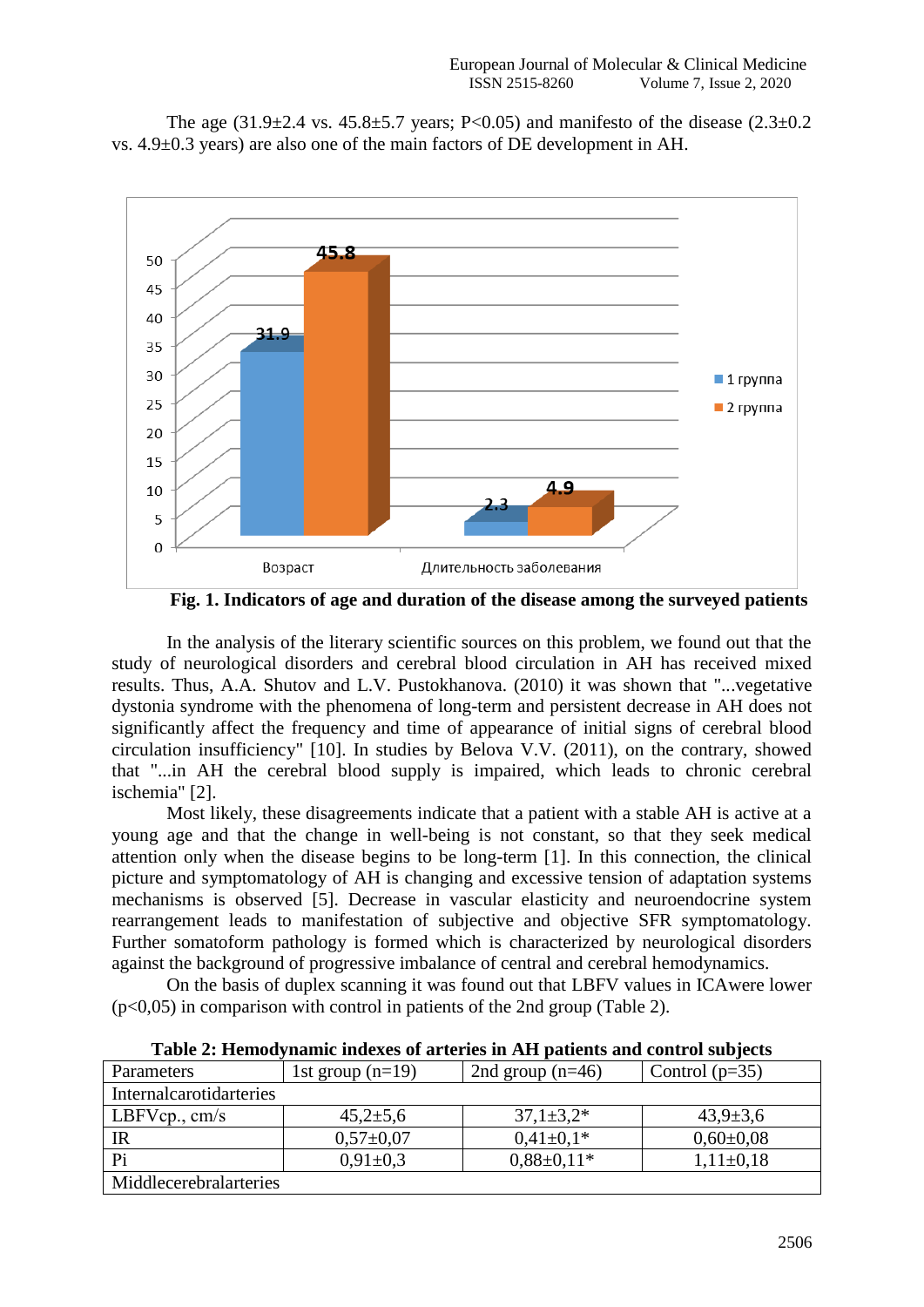The age (31.9±2.4 vs. 45.8±5.7 years; $P<0.05$) and manifesto of the disease (2.3±0.2 vs. 4.9±0.3 years) are also one of the main factors of DE development in AH.

**Fig. 1. Indicators of age and duration of the disease among the surveyed patients**

In the analysis of the literary scientific sources on this problem, we found out that the study of neurological disorders and cerebral blood circulation in AH has received mixed results. Thus, A.A. Shutov and L.V. Pustokhanova. (2010) it was shown that "...vegetative dystonia syndrome with the phenomena of long-term and persistent decrease in AH does not significantly affect the frequency and time of appearance of initial signs of cerebral blood circulation insufficiency" [10]. In studies by Belova V.V. (2011), on the contrary, showed that "...in AH the cerebral blood supply is impaired, which leads to chronic cerebral ischemia" [2].

Most likely, these disagreements indicate that a patient with a stable AH is active at a young age and that the change in well-being is not constant, so that they seek medical attention only when the disease begins to be long-term [1]. In this connection, the clinical picture and symptomatology of AH is changing and excessive tension of adaptation systems mechanisms is observed [5]. Decrease in vascular elasticity and neuroendocrine system rearrangement leads to manifestation of subjective and objective SFR symptomatology. Further somatoform pathology is formed which is characterized by neurological disorders against the background of progressive imbalance of central and cerebral hemodynamics.

On the basis of duplex scanning it was found out that LBFV values in ICAwere lower ($p<0,05$) in comparison with control in patients of the 2nd group (Table 2).

**Table 2: Hemodynamic indexes of arteries in AH patients and control subjects**

| Parameters | 1st group (n=19) | 2nd group (n=46) | Control (p=35) |
|---|---|---|---|
| Internalcarotidarteries | | | |
| LBFVcp., cm/s | 45,2±5,6 | 37,1±3,2* | 43,9±3,6 |
| IR | 0,57±0,07 | 0,41±0,1* | 0,60±0,08 |
| Pi | 0,91±0,3 | 0,88±0,11* | 1,11±0,18 |
| Middlecerebralarteries | | | |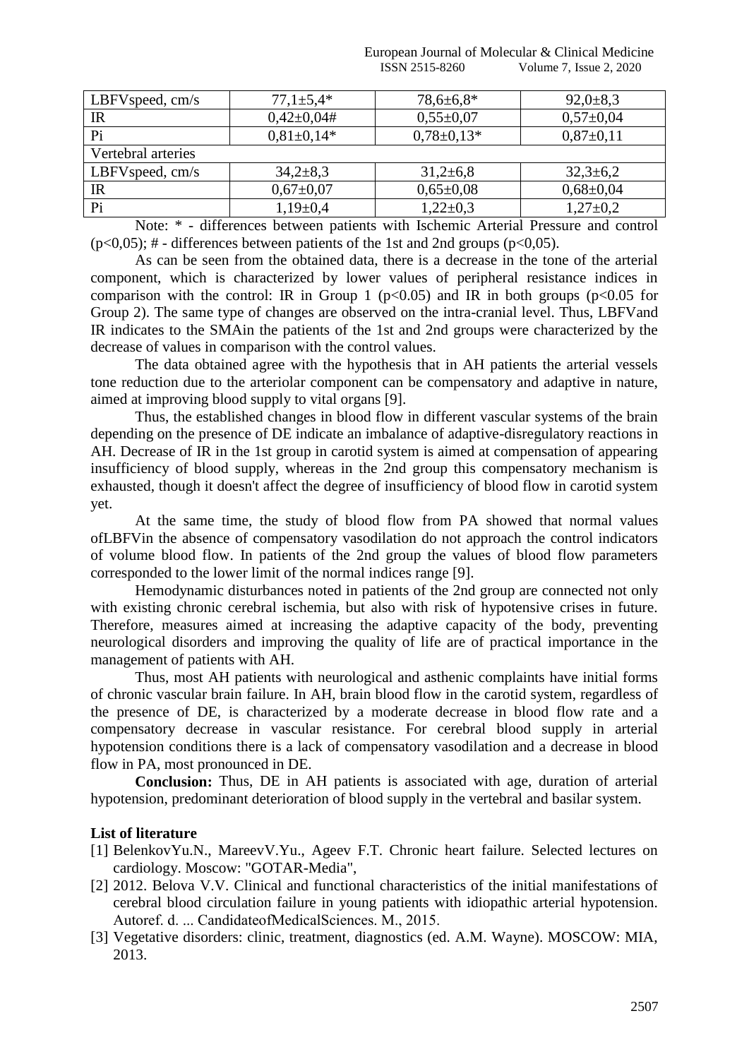| LBFVspeed, cm/s | 77,1±5,4* | 78,6±6,8* | 92,0±8,3 |
|---|---|---|---|
| IR | 0,42±0,04# | 0,55±0,07 | 0,57±0,04 |
| Pi | 0,81±0,14* | 0,78±0,13* | 0,87±0,11 |
| Vertebral arteries | | | |
| LBFVspeed, cm/s | 34,2±8,3 | 31,2±6,8 | 32,3±6,2 |
| IR | 0,67±0,07 | 0,65±0,08 | 0,68±0,04 |
| Pi | 1,19±0,4 | 1,22±0,3 | 1,27±0,2 |

Note: * - differences between patients with Ischemic Arterial Pressure and control ($p<0,05$); # - differences between patients of the 1st and 2nd groups ($p<0,05$).

As can be seen from the obtained data, there is a decrease in the tone of the arterial component, which is characterized by lower values of peripheral resistance indices in comparison with the control: IR in Group 1 ($p<0.05$) and IR in both groups ($p<0.05$ for Group 2). The same type of changes are observed on the intra-cranial level. Thus, LBFVand IR indicates to the SMAin the patients of the 1st and 2nd groups were characterized by the decrease of values in comparison with the control values.

The data obtained agree with the hypothesis that in AH patients the arterial vessels tone reduction due to the arteriolar component can be compensatory and adaptive in nature, aimed at improving blood supply to vital organs [9].

Thus, the established changes in blood flow in different vascular systems of the brain depending on the presence of DE indicate an imbalance of adaptive-disregulatory reactions in AH. Decrease of IR in the 1st group in carotid system is aimed at compensation of appearing insufficiency of blood supply, whereas in the 2nd group this compensatory mechanism is exhausted, though it doesn't affect the degree of insufficiency of blood flow in carotid system yet.

At the same time, the study of blood flow from PA showed that normal values ofLBFVin the absence of compensatory vasodilation do not approach the control indicators of volume blood flow. In patients of the 2nd group the values of blood flow parameters corresponded to the lower limit of the normal indices range [9].

Hemodynamic disturbances noted in patients of the 2nd group are connected not only with existing chronic cerebral ischemia, but also with risk of hypotensive crises in future. Therefore, measures aimed at increasing the adaptive capacity of the body, preventing neurological disorders and improving the quality of life are of practical importance in the management of patients with AH.

Thus, most AH patients with neurological and asthenic complaints have initial forms of chronic vascular brain failure. In AH, brain blood flow in the carotid system, regardless of the presence of DE, is characterized by a moderate decrease in blood flow rate and a compensatory decrease in vascular resistance. For cerebral blood supply in arterial hypotension conditions there is a lack of compensatory vasodilation and a decrease in blood flow in PA, most pronounced in DE.

**Conclusion:** Thus, DE in AH patients is associated with age, duration of arterial hypotension, predominant deterioration of blood supply in the vertebral and basilar system.

**List of literature**

[1] BelenkovYu.N., MareevV.Yu., Ageev F.T. Chronic heart failure. Selected lectures on cardiology. Moscow: "GOTAR-Media",

[2] 2012. Belova V.V. Clinical and functional characteristics of the initial manifestations of cerebral blood circulation failure in young patients with idiopathic arterial hypotension. Autoref. d. ... CandidateofMedicalSciences. M., 2015.

[3] Vegetative disorders: clinic, treatment, diagnostics (ed. A.M. Wayne). MOSCOW: MIA, 2013.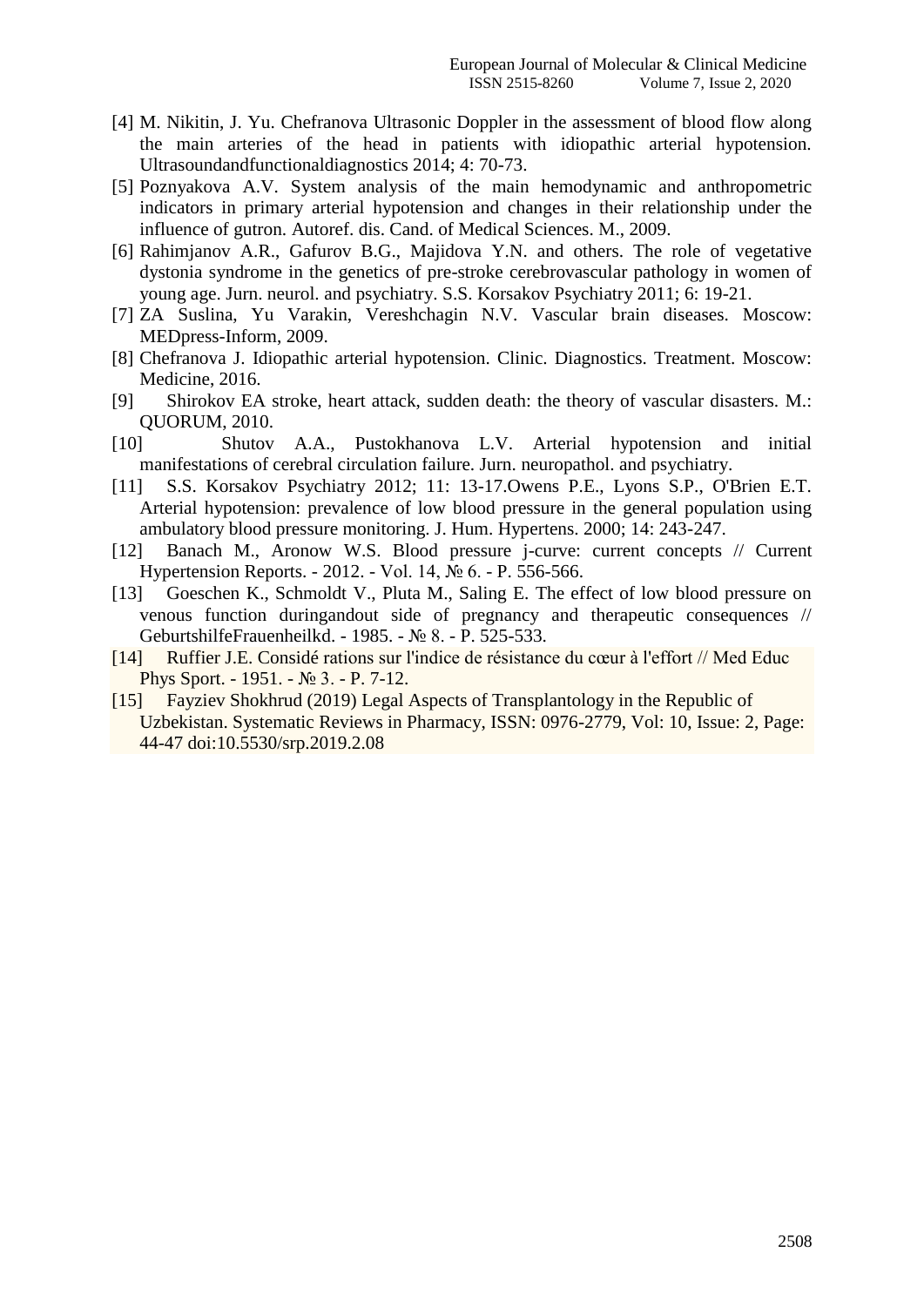[4] M. Nikitin, J. Yu. Chefranova Ultrasonic Doppler in the assessment of blood flow along the main arteries of the head in patients with idiopathic arterial hypotension. Ultrasoundandfunctionaldiagnostics 2014; 4: 70-73.

[5] Poznyakova A.V. System analysis of the main hemodynamic and anthropometric indicators in primary arterial hypotension and changes in their relationship under the influence of gutron. Autoref. dis. Cand. of Medical Sciences. M., 2009.

[6] Rahimjanov A.R., Gafurov B.G., Majidova Y.N. and others. The role of vegetative dystonia syndrome in the genetics of pre-stroke cerebrovascular pathology in women of young age. Jurn. neurol. and psychiatry. S.S. Korsakov Psychiatry 2011; 6: 19-21.

[7] ZA Suslina, Yu Varakin, Vereshchagin N.V. Vascular brain diseases. Moscow: MEDpress-Inform, 2009.

[8] Chefranova J. Idiopathic arterial hypotension. Clinic. Diagnostics. Treatment. Moscow: Medicine, 2016.

[9] Shirokov EA stroke, heart attack, sudden death: the theory of vascular disasters. M.: QUORUM, 2010.

[10] Shutov A.A., Pustokhanova L.V. Arterial hypotension and initial manifestations of cerebral circulation failure. Jurn. neuropathol. and psychiatry.

[11] S.S. Korsakov Psychiatry 2012; 11: 13-17.Owens P.E., Lyons S.P., O'Brien E.T. Arterial hypotension: prevalence of low blood pressure in the general population using ambulatory blood pressure monitoring. J. Hum. Hypertens. 2000; 14: 243-247.

[12] Banach M., Aronow W.S. Blood pressure j-curve: current concepts // Current Hypertension Reports. - 2012. - Vol. 14, № 6. - P. 556-566.

[13] Goeschen K., Schmoldt V., Pluta M., Saling E. The effect of low blood pressure on venous function duringandout side of pregnancy and therapeutic consequences // GeburtshilfeFrauenheilkd. - 1985. - № 8. - P. 525-533.

[14] Ruffier J.E. Considé rations sur l'indice de résistance du cœur à l'effort // Med Educ Phys Sport. - 1951. - № 3. - P. 7-12.

[15] Fayziev Shokhrud (2019) Legal Aspects of Transplantology in the Republic of Uzbekistan. Systematic Reviews in Pharmacy, ISSN: 0976-2779, Vol: 10, Issue: 2, Page: 44-47 doi:10.5530/srp.2019.2.08